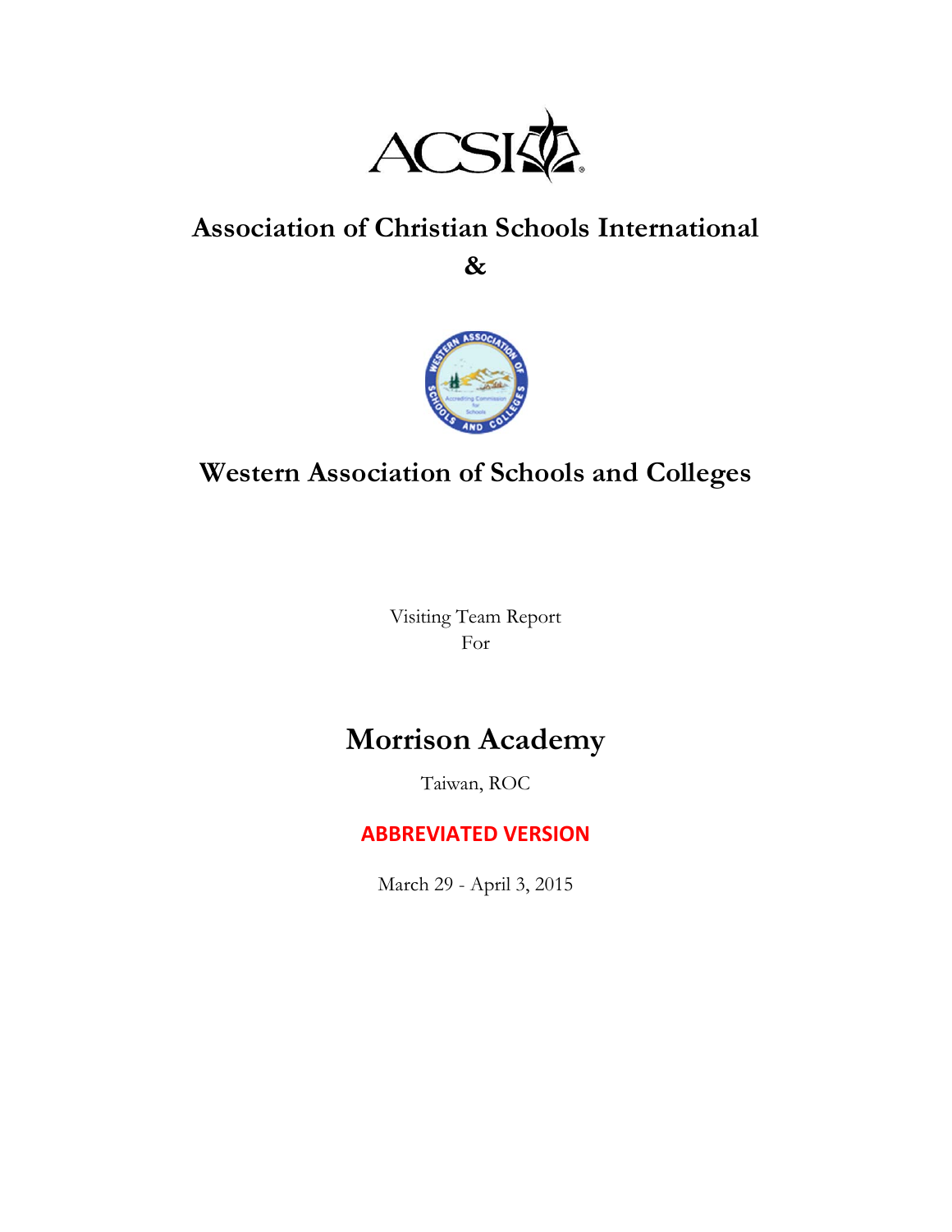ACSI

# Association of Christian Schools International

&

# Western Association of Schools and Colleges

Visiting Team Report
For

# Morrison Academy

Taiwan, ROC

**ABBREVIATED VERSION**

March 29 - April 3, 2015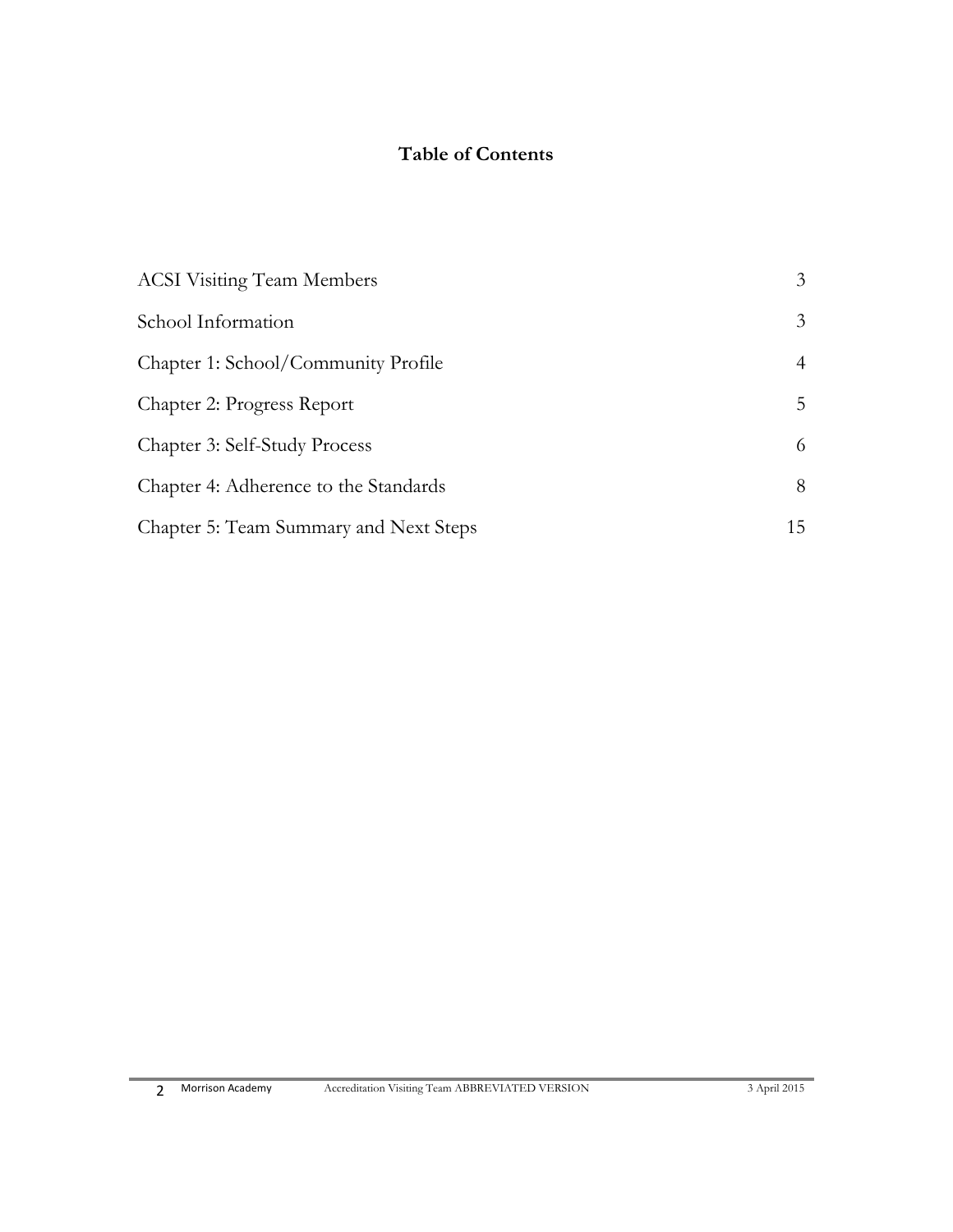# Table of Contents

| | |
|---|---|
| ACSI Visiting Team Members | 3 |
| School Information | 3 |
| Chapter 1: School/Community Profile | 4 |
| Chapter 2: Progress Report | 5 |
| Chapter 3: Self-Study Process | 6 |
| Chapter 4: Adherence to the Standards | 8 |
| Chapter 5: Team Summary and Next Steps | 15 |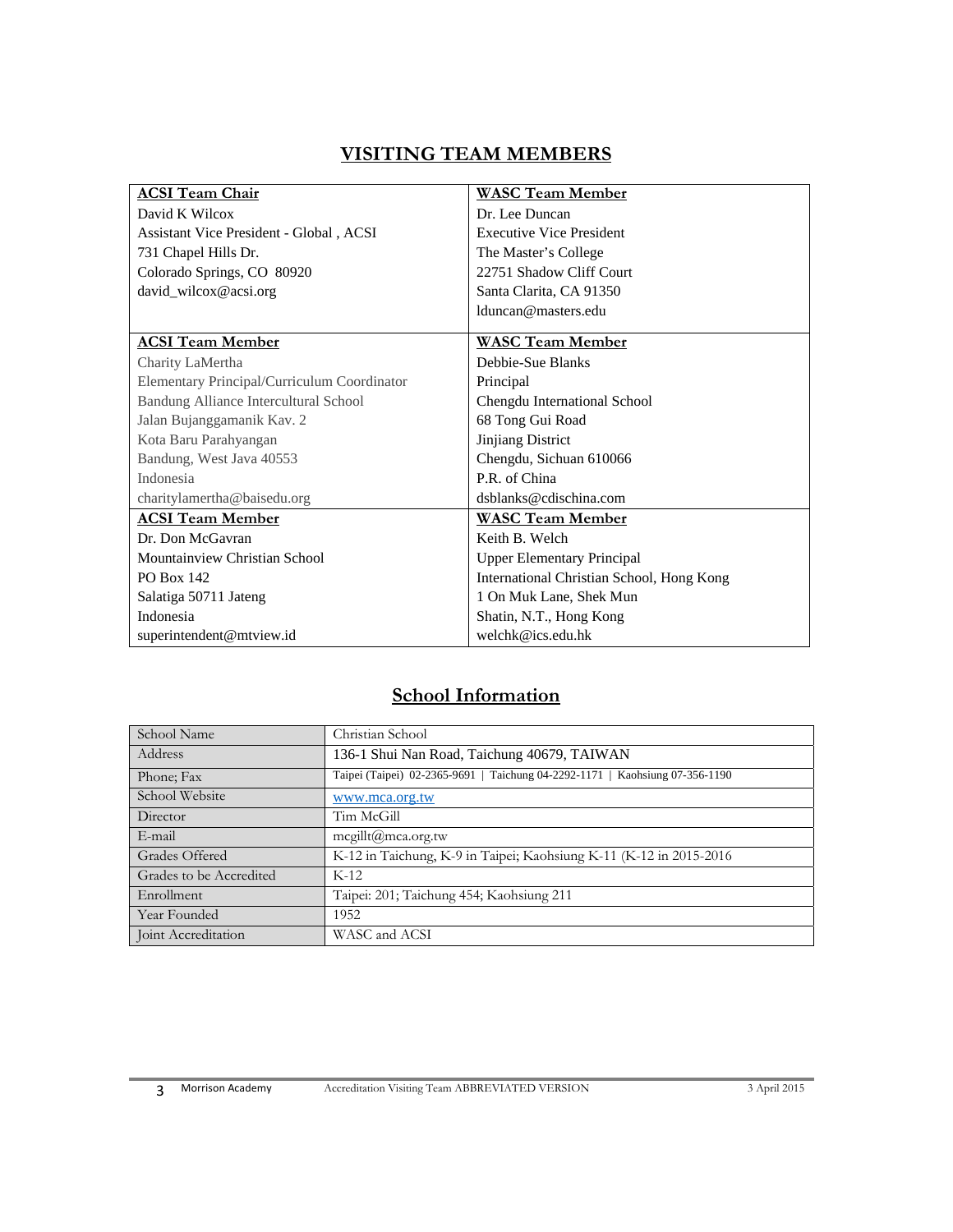## VISITING TEAM MEMBERS

| **ACSI Team Chair** | **WASC Team Member** |
|---|---|
| David K Wilcox<br>Assistant Vice President - Global , ACSI<br>731 Chapel Hills Dr.<br>Colorado Springs, CO 80920<br>david_wilcox@acsi.org | Dr. Lee Duncan<br>Executive Vice President<br>The Master's College<br>22751 Shadow Cliff Court<br>Santa Clarita, CA 91350<br>lduncan@masters.edu |
| **ACSI Team Member** | **WASC Team Member** |
| Charity LaMertha<br>Elementary Principal/Curriculum Coordinator<br>Bandung Alliance Intercultural School<br>Jalan Bujanggamanik Kav. 2<br>Kota Baru Parahyangan<br>Bandung, West Java 40553<br>Indonesia<br>charitylamertha@baisedu.org | Debbie-Sue Blanks<br>Principal<br>Chengdu International School<br>68 Tong Gui Road<br>Jinjiang District<br>Chengdu, Sichuan 610066<br>P.R. of China<br>dsblanks@cdischina.com |
| **ACSI Team Member** | **WASC Team Member** |
| Dr. Don McGavran<br>Mountainview Christian School<br>PO Box 142<br>Salatiga 50711 Jateng<br>Indonesia<br>superintendent@mtview.id | Keith B. Welch<br>Upper Elementary Principal<br>International Christian School, Hong Kong<br>1 On Muk Lane, Shek Mun<br>Shatin, N.T., Hong Kong<br>welchk@ics.edu.hk |

## School Information

| School Name | Christian School |
|---|---|
| Address | 136-1 Shui Nan Road, Taichung 40679, TAIWAN |
| Phone; Fax | Taipei (Taipei) 02-2365-9691 \| Taichung 04-2292-1171 \| Kaohsiung 07-356-1190 |
| School Website | www.mca.org.tw |
| Director | Tim McGill |
| E-mail | mcgillt@mca.org.tw |
| Grades Offered | K-12 in Taichung, K-9 in Taipei; Kaohsiung K-11 (K-12 in 2015-2016 |
| Grades to be Accredited | K-12 |
| Enrollment | Taipei: 201; Taichung 454; Kaohsiung 211 |
| Year Founded | 1952 |
| Joint Accreditation | WASC and ACSI |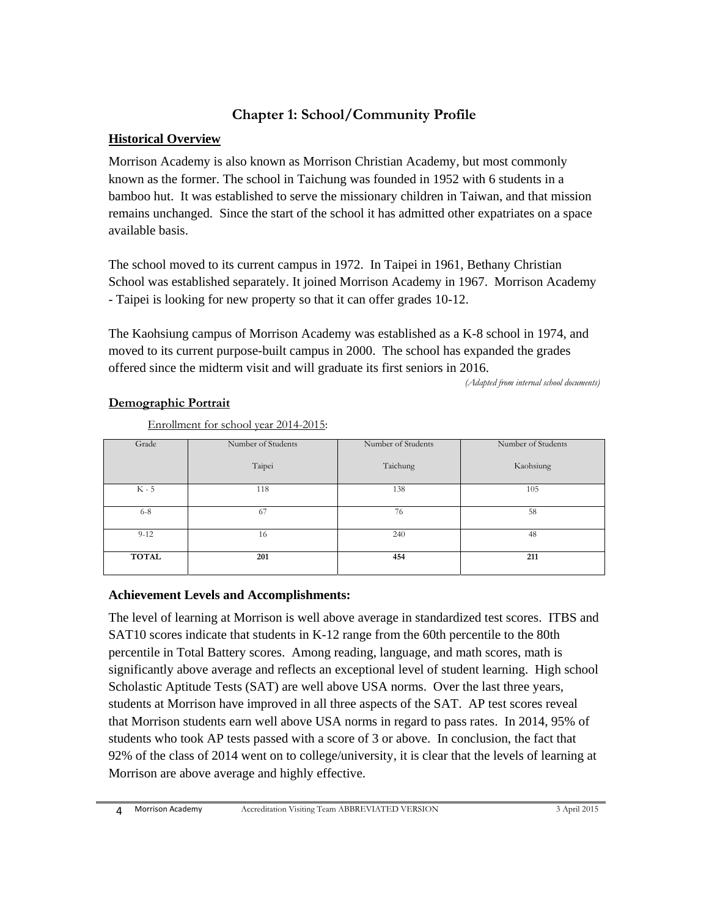# Chapter 1: School/Community Profile

## Historical Overview

Morrison Academy is also known as Morrison Christian Academy, but most commonly known as the former. The school in Taichung was founded in 1952 with 6 students in a bamboo hut. It was established to serve the missionary children in Taiwan, and that mission remains unchanged. Since the start of the school it has admitted other expatriates on a space available basis.

The school moved to its current campus in 1972. In Taipei in 1961, Bethany Christian School was established separately. It joined Morrison Academy in 1967. Morrison Academy - Taipei is looking for new property so that it can offer grades 10-12.

The Kaohsiung campus of Morrison Academy was established as a K-8 school in 1974, and moved to its current purpose-built campus in 2000. The school has expanded the grades offered since the midterm visit and will graduate its first seniors in 2016.

*(Adapted from internal school documents)*

## Demographic Portrait

Enrollment for school year 2014-2015:

| Grade | Number of Students Taipei | Number of Students Taichung | Number of Students Kaohsiung |
|---|---|---|---|
| K - 5 | 118 | 138 | 105 |
| 6-8 | 67 | 76 | 58 |
| 9-12 | 16 | 240 | 48 |
| **TOTAL** | **201** | **454** | **211** |

### Achievement Levels and Accomplishments:

The level of learning at Morrison is well above average in standardized test scores. ITBS and SAT10 scores indicate that students in K-12 range from the 60th percentile to the 80th percentile in Total Battery scores. Among reading, language, and math scores, math is significantly above average and reflects an exceptional level of student learning. High school Scholastic Aptitude Tests (SAT) are well above USA norms. Over the last three years, students at Morrison have improved in all three aspects of the SAT. AP test scores reveal that Morrison students earn well above USA norms in regard to pass rates. In 2014, 95% of students who took AP tests passed with a score of 3 or above. In conclusion, the fact that 92% of the class of 2014 went on to college/university, it is clear that the levels of learning at Morrison are above average and highly effective.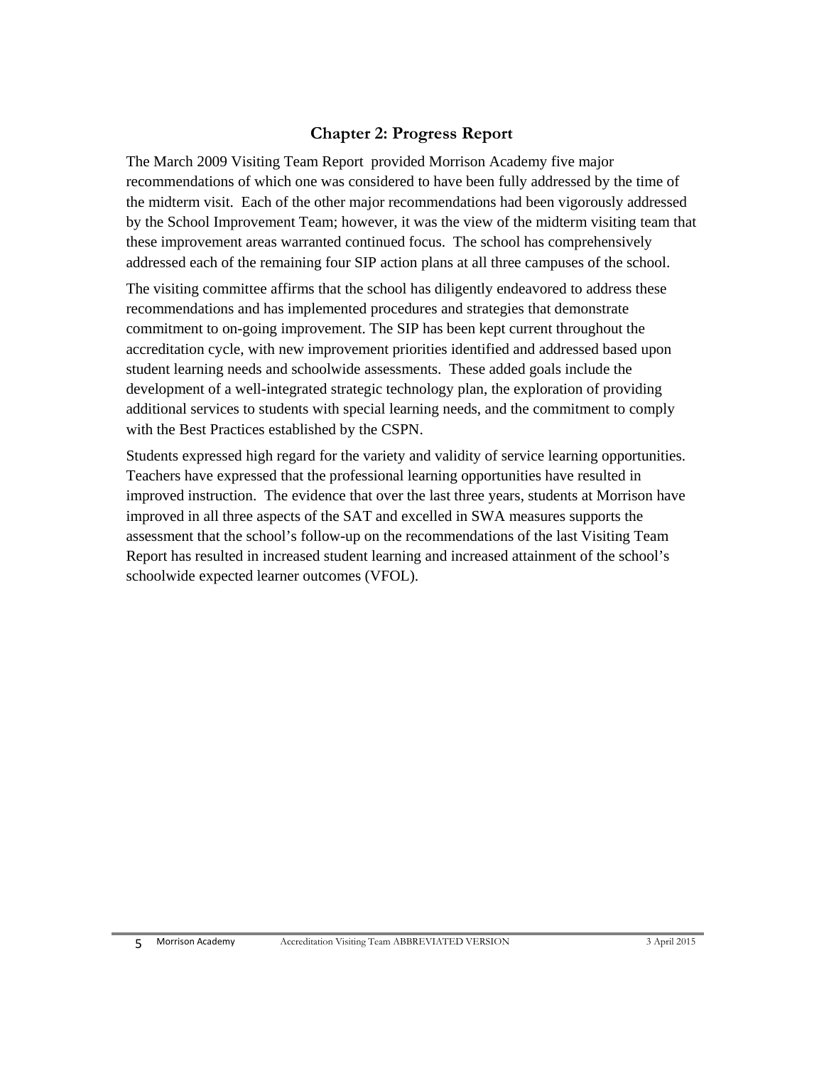## Chapter 2: Progress Report

The March 2009 Visiting Team Report provided Morrison Academy five major recommendations of which one was considered to have been fully addressed by the time of the midterm visit. Each of the other major recommendations had been vigorously addressed by the School Improvement Team; however, it was the view of the midterm visiting team that these improvement areas warranted continued focus. The school has comprehensively addressed each of the remaining four SIP action plans at all three campuses of the school.

The visiting committee affirms that the school has diligently endeavored to address these recommendations and has implemented procedures and strategies that demonstrate commitment to on-going improvement. The SIP has been kept current throughout the accreditation cycle, with new improvement priorities identified and addressed based upon student learning needs and schoolwide assessments. These added goals include the development of a well-integrated strategic technology plan, the exploration of providing additional services to students with special learning needs, and the commitment to comply with the Best Practices established by the CSPN.

Students expressed high regard for the variety and validity of service learning opportunities. Teachers have expressed that the professional learning opportunities have resulted in improved instruction. The evidence that over the last three years, students at Morrison have improved in all three aspects of the SAT and excelled in SWA measures supports the assessment that the school's follow-up on the recommendations of the last Visiting Team Report has resulted in increased student learning and increased attainment of the school's schoolwide expected learner outcomes (VFOL).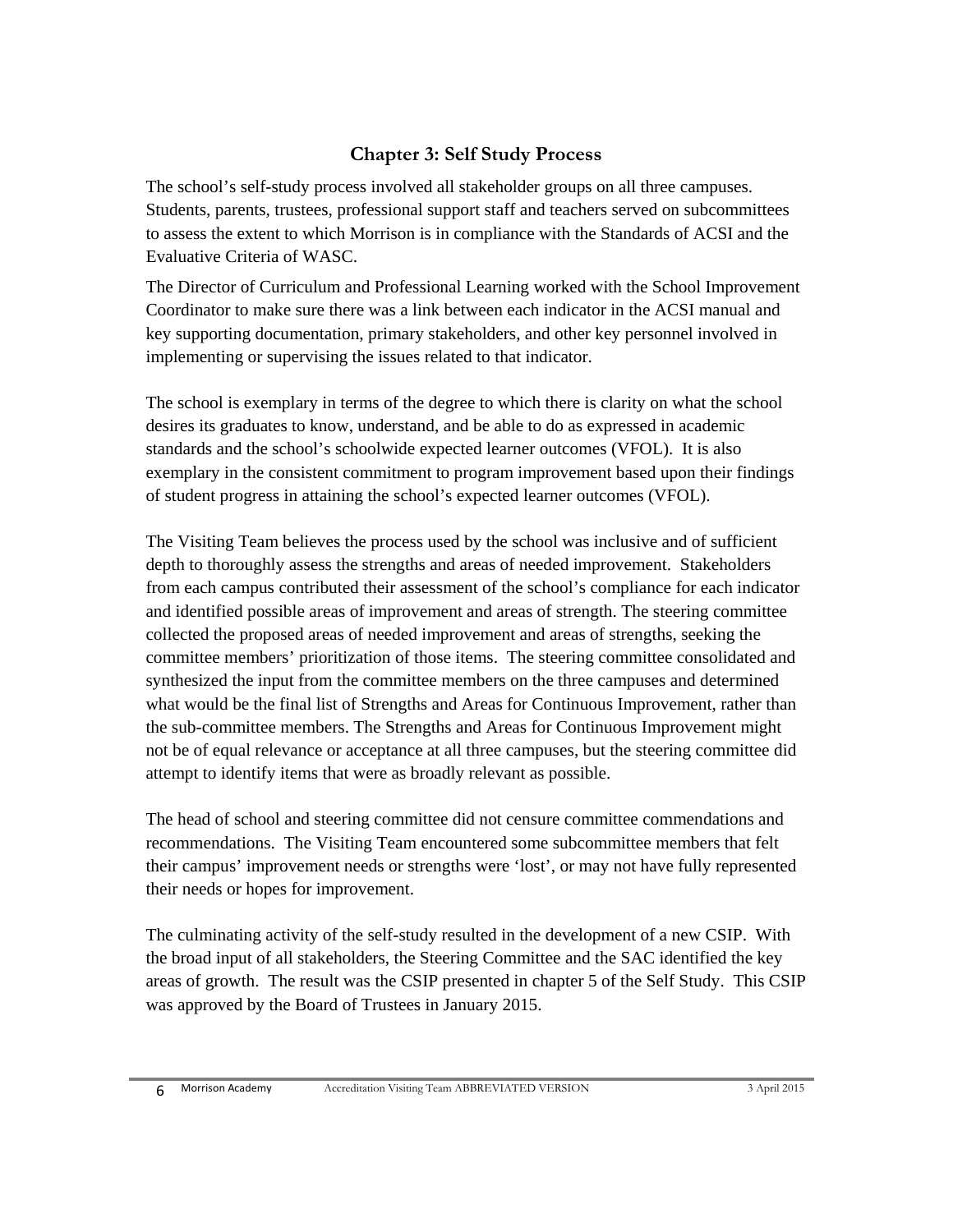## Chapter 3: Self Study Process

The school's self-study process involved all stakeholder groups on all three campuses. Students, parents, trustees, professional support staff and teachers served on subcommittees to assess the extent to which Morrison is in compliance with the Standards of ACSI and the Evaluative Criteria of WASC.

The Director of Curriculum and Professional Learning worked with the School Improvement Coordinator to make sure there was a link between each indicator in the ACSI manual and key supporting documentation, primary stakeholders, and other key personnel involved in implementing or supervising the issues related to that indicator.

The school is exemplary in terms of the degree to which there is clarity on what the school desires its graduates to know, understand, and be able to do as expressed in academic standards and the school's schoolwide expected learner outcomes (VFOL). It is also exemplary in the consistent commitment to program improvement based upon their findings of student progress in attaining the school's expected learner outcomes (VFOL).

The Visiting Team believes the process used by the school was inclusive and of sufficient depth to thoroughly assess the strengths and areas of needed improvement. Stakeholders from each campus contributed their assessment of the school's compliance for each indicator and identified possible areas of improvement and areas of strength. The steering committee collected the proposed areas of needed improvement and areas of strengths, seeking the committee members' prioritization of those items. The steering committee consolidated and synthesized the input from the committee members on the three campuses and determined what would be the final list of Strengths and Areas for Continuous Improvement, rather than the sub-committee members. The Strengths and Areas for Continuous Improvement might not be of equal relevance or acceptance at all three campuses, but the steering committee did attempt to identify items that were as broadly relevant as possible.

The head of school and steering committee did not censure committee commendations and recommendations. The Visiting Team encountered some subcommittee members that felt their campus' improvement needs or strengths were 'lost', or may not have fully represented their needs or hopes for improvement.

The culminating activity of the self-study resulted in the development of a new CSIP. With the broad input of all stakeholders, the Steering Committee and the SAC identified the key areas of growth. The result was the CSIP presented in chapter 5 of the Self Study. This CSIP was approved by the Board of Trustees in January 2015.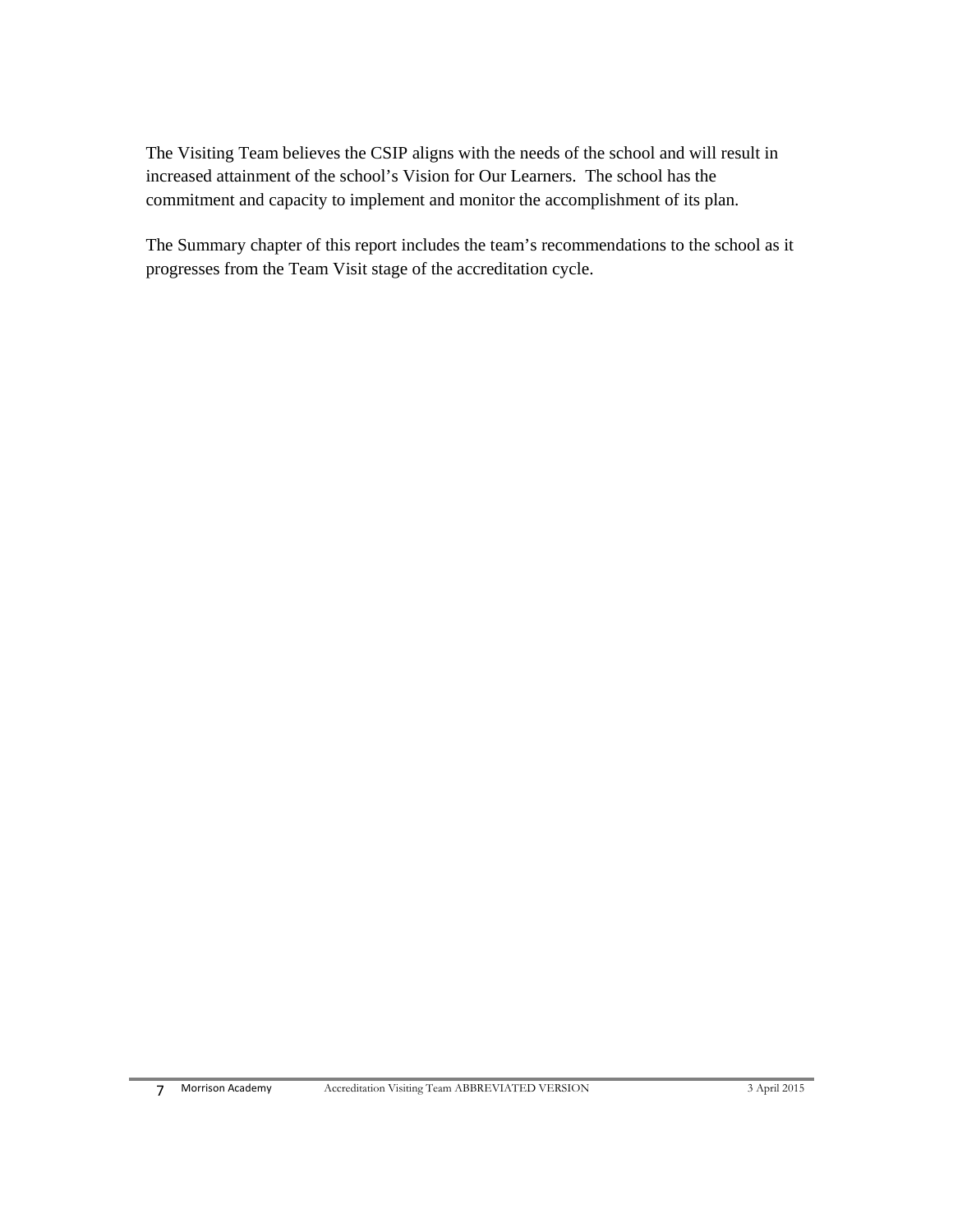The Visiting Team believes the CSIP aligns with the needs of the school and will result in increased attainment of the school's Vision for Our Learners. The school has the commitment and capacity to implement and monitor the accomplishment of its plan.

The Summary chapter of this report includes the team's recommendations to the school as it progresses from the Team Visit stage of the accreditation cycle.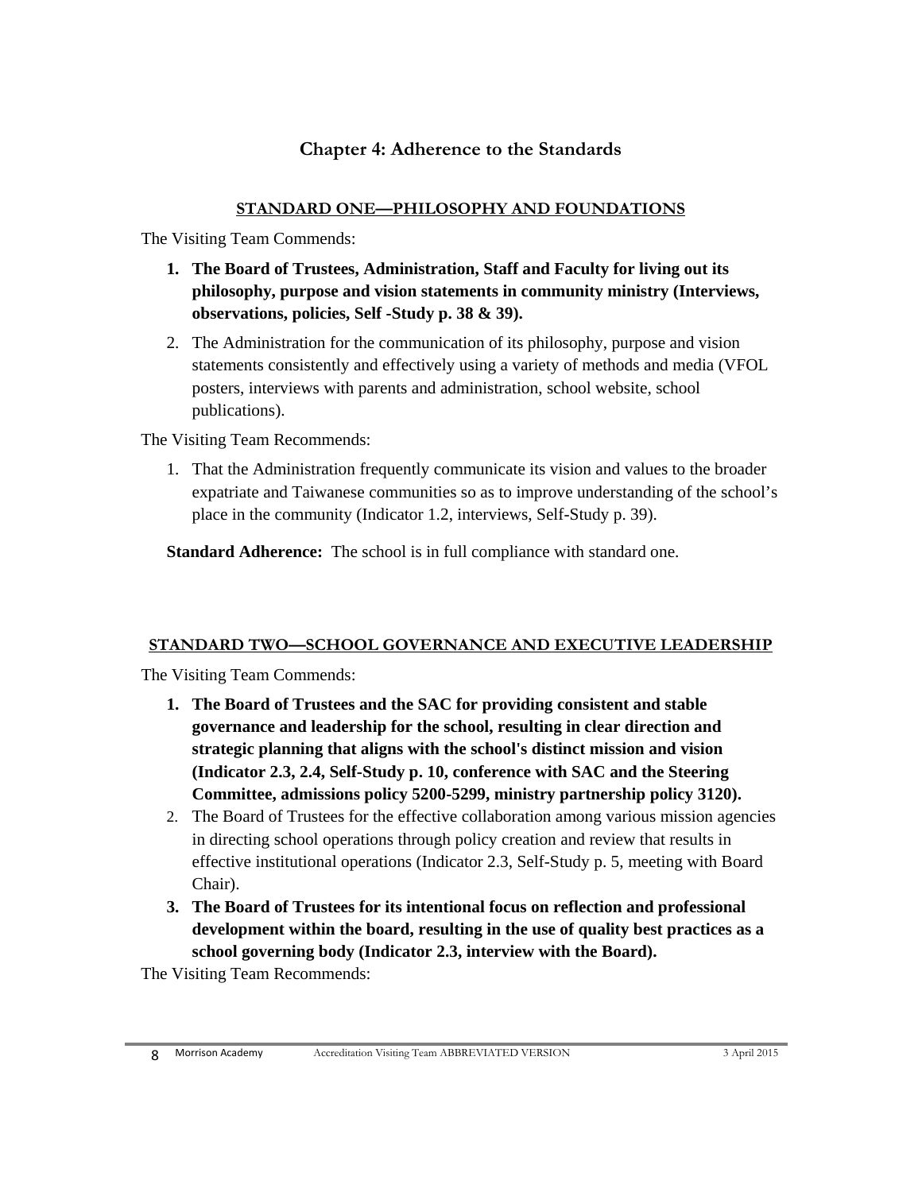# Chapter 4: Adherence to the Standards

## STANDARD ONE—PHILOSOPHY AND FOUNDATIONS

The Visiting Team Commends:

1. **The Board of Trustees, Administration, Staff and Faculty for living out its philosophy, purpose and vision statements in community ministry (Interviews, observations, policies, Self -Study p. 38 & 39).**
2. The Administration for the communication of its philosophy, purpose and vision statements consistently and effectively using a variety of methods and media (VFOL posters, interviews with parents and administration, school website, school publications).

The Visiting Team Recommends:

1. That the Administration frequently communicate its vision and values to the broader expatriate and Taiwanese communities so as to improve understanding of the school's place in the community (Indicator 1.2, interviews, Self-Study p. 39).

**Standard Adherence:** The school is in full compliance with standard one.

## STANDARD TWO—SCHOOL GOVERNANCE AND EXECUTIVE LEADERSHIP

The Visiting Team Commends:

1. **The Board of Trustees and the SAC for providing consistent and stable governance and leadership for the school, resulting in clear direction and strategic planning that aligns with the school's distinct mission and vision (Indicator 2.3, 2.4, Self-Study p. 10, conference with SAC and the Steering Committee, admissions policy 5200-5299, ministry partnership policy 3120).**
2. The Board of Trustees for the effective collaboration among various mission agencies in directing school operations through policy creation and review that results in effective institutional operations (Indicator 2.3, Self-Study p. 5, meeting with Board Chair).
3. **The Board of Trustees for its intentional focus on reflection and professional development within the board, resulting in the use of quality best practices as a school governing body (Indicator 2.3, interview with the Board).**

The Visiting Team Recommends: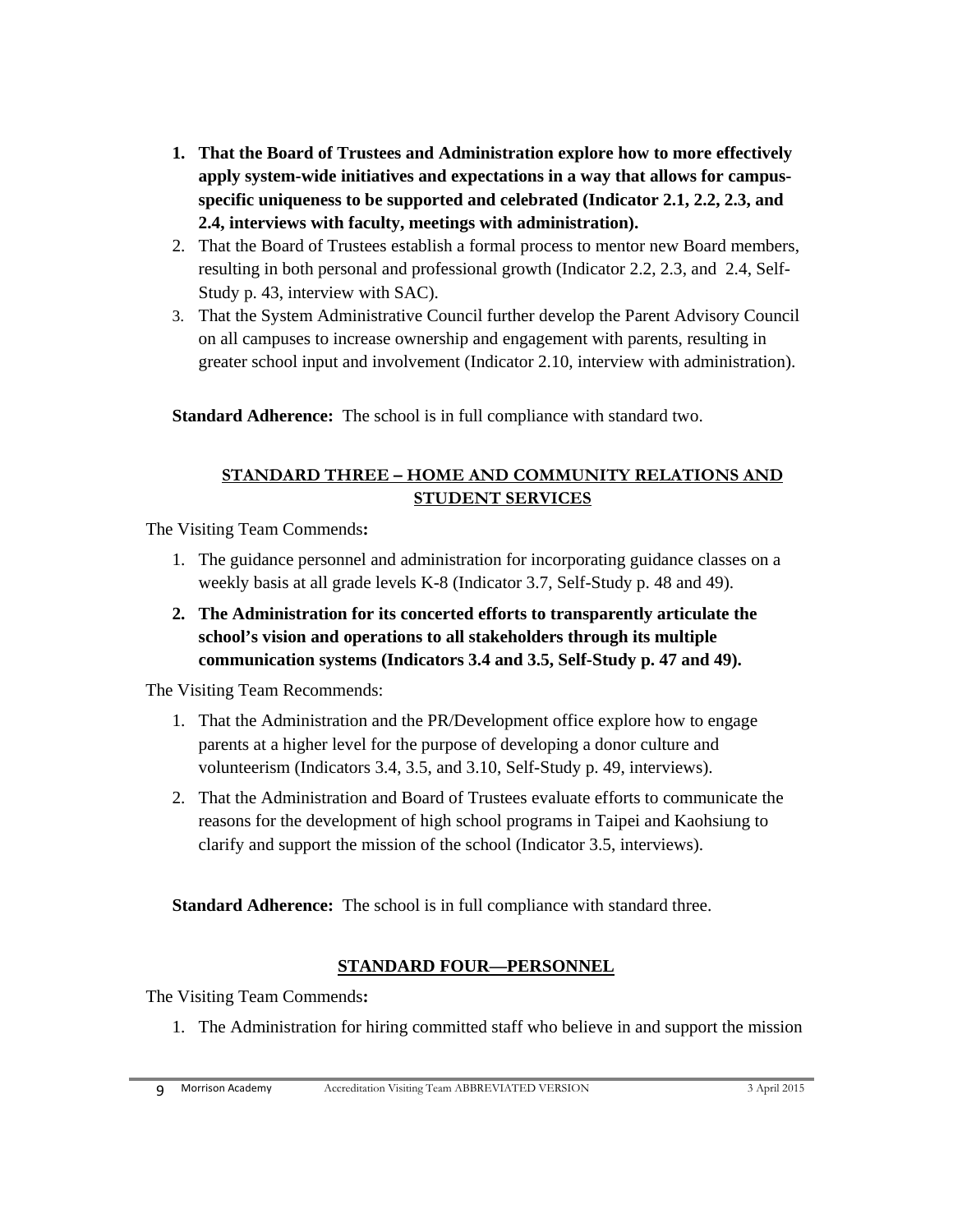1. **That the Board of Trustees and Administration explore how to more effectively apply system-wide initiatives and expectations in a way that allows for campus-specific uniqueness to be supported and celebrated (Indicator 2.1, 2.2, 2.3, and 2.4, interviews with faculty, meetings with administration).**
2. That the Board of Trustees establish a formal process to mentor new Board members, resulting in both personal and professional growth (Indicator 2.2, 2.3, and 2.4, Self-Study p. 43, interview with SAC).
3. That the System Administrative Council further develop the Parent Advisory Council on all campuses to increase ownership and engagement with parents, resulting in greater school input and involvement (Indicator 2.10, interview with administration).

**Standard Adherence:** The school is in full compliance with standard two.

## STANDARD THREE – HOME AND COMMUNITY RELATIONS AND STUDENT SERVICES

The Visiting Team Commends**:**

1. The guidance personnel and administration for incorporating guidance classes on a weekly basis at all grade levels K-8 (Indicator 3.7, Self-Study p. 48 and 49).
2. **The Administration for its concerted efforts to transparently articulate the school's vision and operations to all stakeholders through its multiple communication systems (Indicators 3.4 and 3.5, Self-Study p. 47 and 49).**

The Visiting Team Recommends:

1. That the Administration and the PR/Development office explore how to engage parents at a higher level for the purpose of developing a donor culture and volunteerism (Indicators 3.4, 3.5, and 3.10, Self-Study p. 49, interviews).
2. That the Administration and Board of Trustees evaluate efforts to communicate the reasons for the development of high school programs in Taipei and Kaohsiung to clarify and support the mission of the school (Indicator 3.5, interviews).

**Standard Adherence:** The school is in full compliance with standard three.

## STANDARD FOUR—PERSONNEL

The Visiting Team Commends**:**

1. The Administration for hiring committed staff who believe in and support the mission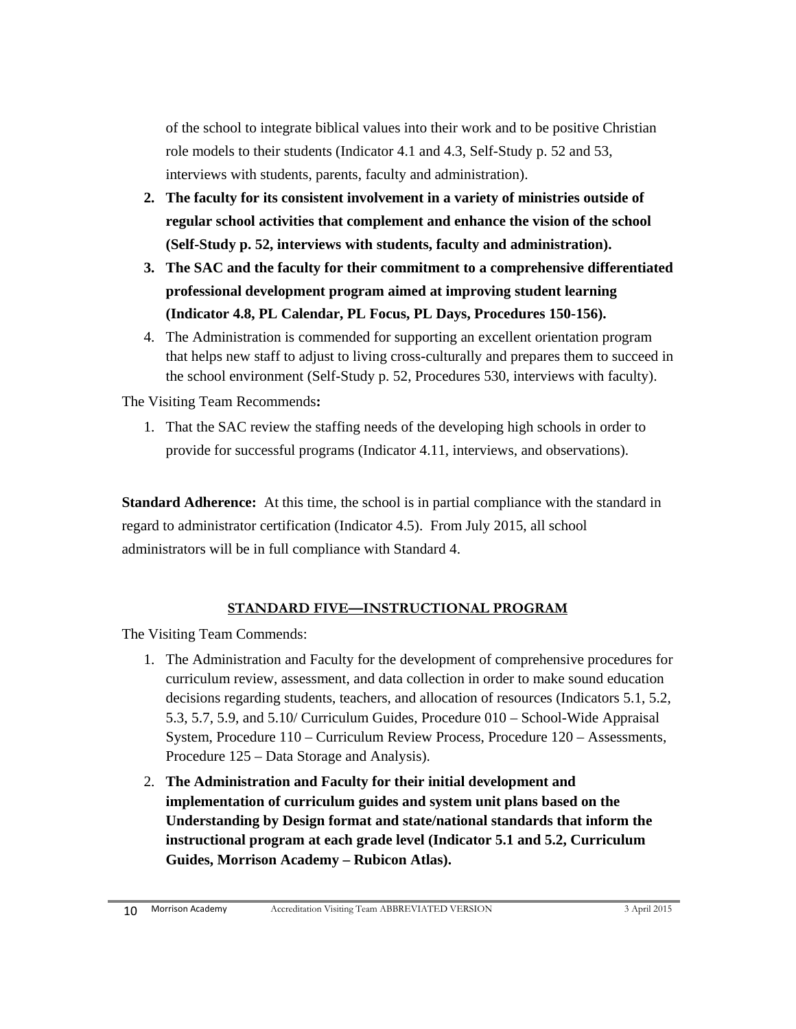of the school to integrate biblical values into their work and to be positive Christian role models to their students (Indicator 4.1 and 4.3, Self-Study p. 52 and 53, interviews with students, parents, faculty and administration).

2. **The faculty for its consistent involvement in a variety of ministries outside of regular school activities that complement and enhance the vision of the school (Self-Study p. 52, interviews with students, faculty and administration).**
3. **The SAC and the faculty for their commitment to a comprehensive differentiated professional development program aimed at improving student learning (Indicator 4.8, PL Calendar, PL Focus, PL Days, Procedures 150-156).**
4. The Administration is commended for supporting an excellent orientation program that helps new staff to adjust to living cross-culturally and prepares them to succeed in the school environment (Self-Study p. 52, Procedures 530, interviews with faculty).

The Visiting Team Recommends**:**

1. That the SAC review the staffing needs of the developing high schools in order to provide for successful programs (Indicator 4.11, interviews, and observations).

**Standard Adherence:** At this time, the school is in partial compliance with the standard in regard to administrator certification (Indicator 4.5). From July 2015, all school administrators will be in full compliance with Standard 4.

## STANDARD FIVE—INSTRUCTIONAL PROGRAM

The Visiting Team Commends:

1. The Administration and Faculty for the development of comprehensive procedures for curriculum review, assessment, and data collection in order to make sound education decisions regarding students, teachers, and allocation of resources (Indicators 5.1, 5.2, 5.3, 5.7, 5.9, and 5.10/ Curriculum Guides, Procedure 010 – School-Wide Appraisal System, Procedure 110 – Curriculum Review Process, Procedure 120 – Assessments, Procedure 125 – Data Storage and Analysis).
2. **The Administration and Faculty for their initial development and implementation of curriculum guides and system unit plans based on the Understanding by Design format and state/national standards that inform the instructional program at each grade level (Indicator 5.1 and 5.2, Curriculum Guides, Morrison Academy – Rubicon Atlas).**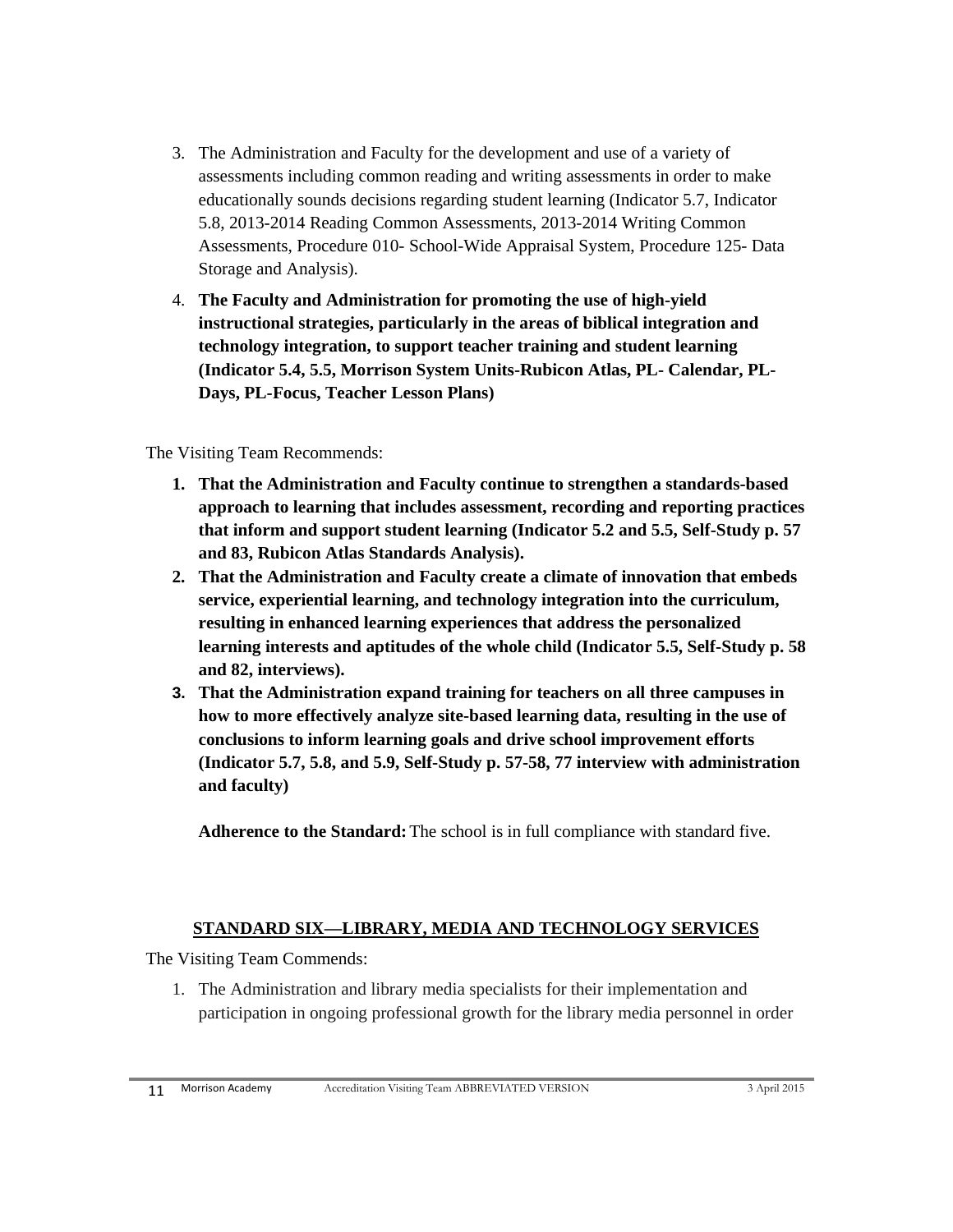3. The Administration and Faculty for the development and use of a variety of assessments including common reading and writing assessments in order to make educationally sounds decisions regarding student learning (Indicator 5.7, Indicator 5.8, 2013-2014 Reading Common Assessments, 2013-2014 Writing Common Assessments, Procedure 010- School-Wide Appraisal System, Procedure 125- Data Storage and Analysis).
4. **The Faculty and Administration for promoting the use of high-yield instructional strategies, particularly in the areas of biblical integration and technology integration, to support teacher training and student learning (Indicator 5.4, 5.5, Morrison System Units-Rubicon Atlas, PL- Calendar, PL-Days, PL-Focus, Teacher Lesson Plans)**

The Visiting Team Recommends:

1. **That the Administration and Faculty continue to strengthen a standards-based approach to learning that includes assessment, recording and reporting practices that inform and support student learning (Indicator 5.2 and 5.5, Self-Study p. 57 and 83, Rubicon Atlas Standards Analysis).**
2. **That the Administration and Faculty create a climate of innovation that embeds service, experiential learning, and technology integration into the curriculum, resulting in enhanced learning experiences that address the personalized learning interests and aptitudes of the whole child (Indicator 5.5, Self-Study p. 58 and 82, interviews).**
3. **That the Administration expand training for teachers on all three campuses in how to more effectively analyze site-based learning data, resulting in the use of conclusions to inform learning goals and drive school improvement efforts (Indicator 5.7, 5.8, and 5.9, Self-Study p. 57-58, 77 interview with administration and faculty)**

   **Adherence to the Standard:** The school is in full compliance with standard five.

## STANDARD SIX—LIBRARY, MEDIA AND TECHNOLOGY SERVICES

The Visiting Team Commends:

1. The Administration and library media specialists for their implementation and participation in ongoing professional growth for the library media personnel in order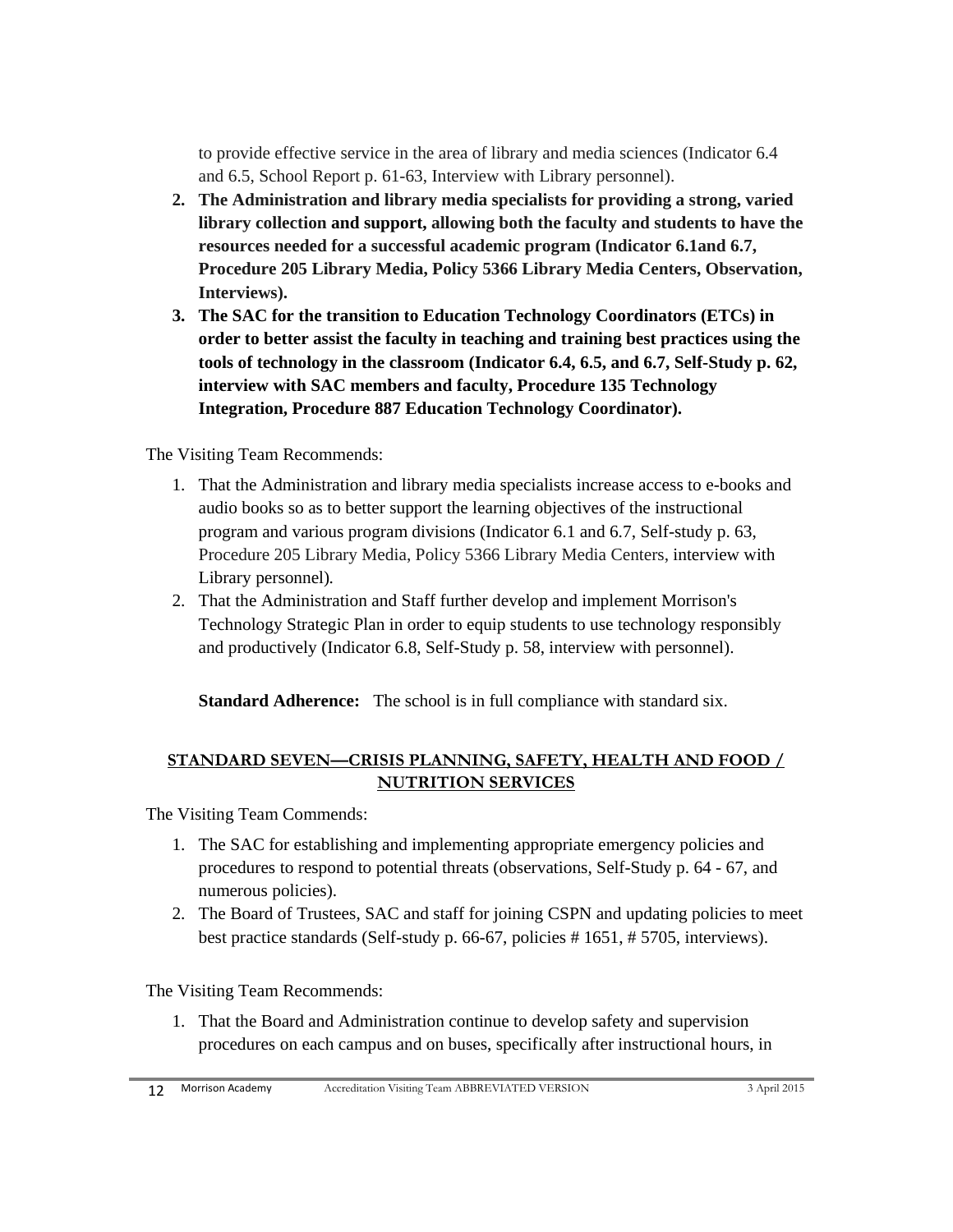to provide effective service in the area of library and media sciences (Indicator 6.4 and 6.5, School Report p. 61-63, Interview with Library personnel).

2. **The Administration and library media specialists for providing a strong, varied library collection and support, allowing both the faculty and students to have the resources needed for a successful academic program (Indicator 6.1and 6.7, Procedure 205 Library Media, Policy 5366 Library Media Centers, Observation, Interviews).**
3. **The SAC for the transition to Education Technology Coordinators (ETCs) in order to better assist the faculty in teaching and training best practices using the tools of technology in the classroom (Indicator 6.4, 6.5, and 6.7, Self-Study p. 62, interview with SAC members and faculty, Procedure 135 Technology Integration, Procedure 887 Education Technology Coordinator).**

The Visiting Team Recommends:

1. That the Administration and library media specialists increase access to e-books and audio books so as to better support the learning objectives of the instructional program and various program divisions (Indicator 6.1 and 6.7, Self-study p. 63, Procedure 205 Library Media, Policy 5366 Library Media Centers, interview with Library personnel).
2. That the Administration and Staff further develop and implement Morrison's Technology Strategic Plan in order to equip students to use technology responsibly and productively (Indicator 6.8, Self-Study p. 58, interview with personnel).

**Standard Adherence:** The school is in full compliance with standard six.

## STANDARD SEVEN—CRISIS PLANNING, SAFETY, HEALTH AND FOOD / NUTRITION SERVICES

The Visiting Team Commends:

1. The SAC for establishing and implementing appropriate emergency policies and procedures to respond to potential threats (observations, Self-Study p. 64 - 67, and numerous policies).
2. The Board of Trustees, SAC and staff for joining CSPN and updating policies to meet best practice standards (Self-study p. 66-67, policies # 1651, # 5705, interviews).

The Visiting Team Recommends:

1. That the Board and Administration continue to develop safety and supervision procedures on each campus and on buses, specifically after instructional hours, in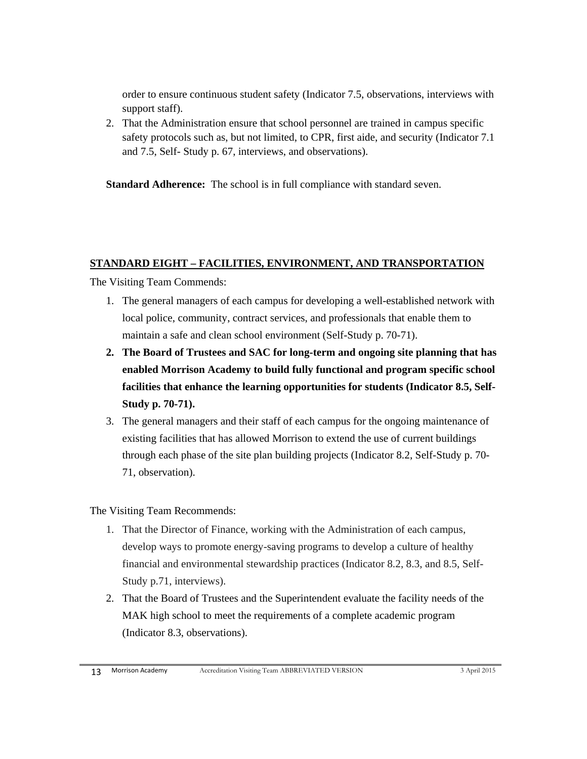order to ensure continuous student safety (Indicator 7.5, observations, interviews with support staff).

2. That the Administration ensure that school personnel are trained in campus specific safety protocols such as, but not limited, to CPR, first aide, and security (Indicator 7.1 and 7.5, Self- Study p. 67, interviews, and observations).

**Standard Adherence:** The school is in full compliance with standard seven.

## STANDARD EIGHT – FACILITIES, ENVIRONMENT, AND TRANSPORTATION

The Visiting Team Commends:

1. The general managers of each campus for developing a well-established network with local police, community, contract services, and professionals that enable them to maintain a safe and clean school environment (Self-Study p. 70-71).
2. **The Board of Trustees and SAC for long-term and ongoing site planning that has enabled Morrison Academy to build fully functional and program specific school facilities that enhance the learning opportunities for students (Indicator 8.5, Self-Study p. 70-71).**
3. The general managers and their staff of each campus for the ongoing maintenance of existing facilities that has allowed Morrison to extend the use of current buildings through each phase of the site plan building projects (Indicator 8.2, Self-Study p. 70-71, observation).

The Visiting Team Recommends:

1. That the Director of Finance, working with the Administration of each campus, develop ways to promote energy-saving programs to develop a culture of healthy financial and environmental stewardship practices (Indicator 8.2, 8.3, and 8.5, Self-Study p.71, interviews).
2. That the Board of Trustees and the Superintendent evaluate the facility needs of the MAK high school to meet the requirements of a complete academic program (Indicator 8.3, observations).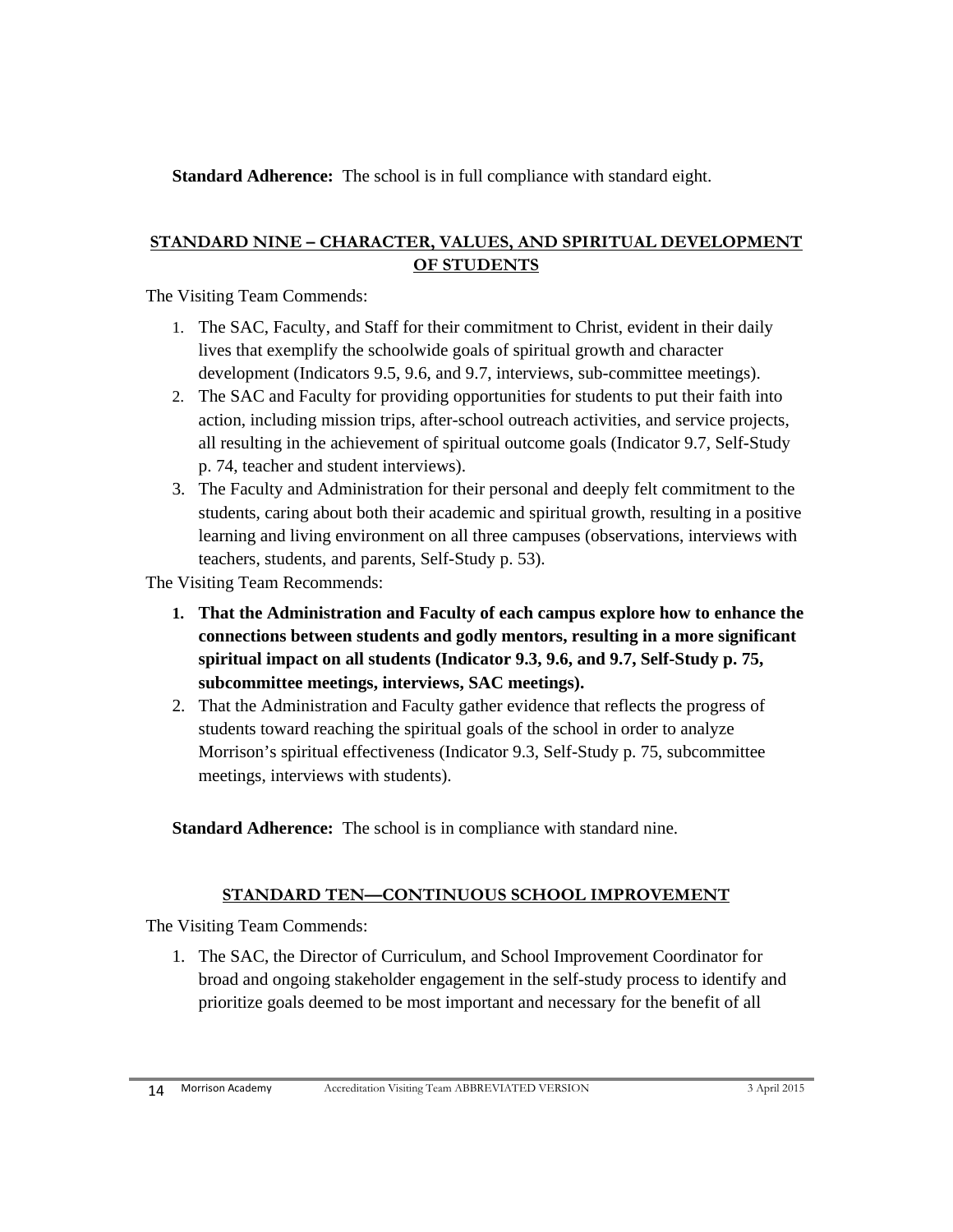**Standard Adherence:** The school is in full compliance with standard eight.

## STANDARD NINE – CHARACTER, VALUES, AND SPIRITUAL DEVELOPMENT OF STUDENTS

The Visiting Team Commends:

1. The SAC, Faculty, and Staff for their commitment to Christ, evident in their daily lives that exemplify the schoolwide goals of spiritual growth and character development (Indicators 9.5, 9.6, and 9.7, interviews, sub-committee meetings).
2. The SAC and Faculty for providing opportunities for students to put their faith into action, including mission trips, after-school outreach activities, and service projects, all resulting in the achievement of spiritual outcome goals (Indicator 9.7, Self-Study p. 74, teacher and student interviews).
3. The Faculty and Administration for their personal and deeply felt commitment to the students, caring about both their academic and spiritual growth, resulting in a positive learning and living environment on all three campuses (observations, interviews with teachers, students, and parents, Self-Study p. 53).

The Visiting Team Recommends:

1. **That the Administration and Faculty of each campus explore how to enhance the connections between students and godly mentors, resulting in a more significant spiritual impact on all students (Indicator 9.3, 9.6, and 9.7, Self-Study p. 75, subcommittee meetings, interviews, SAC meetings).**
2. That the Administration and Faculty gather evidence that reflects the progress of students toward reaching the spiritual goals of the school in order to analyze Morrison's spiritual effectiveness (Indicator 9.3, Self-Study p. 75, subcommittee meetings, interviews with students).

**Standard Adherence:** The school is in compliance with standard nine.

## STANDARD TEN—CONTINUOUS SCHOOL IMPROVEMENT

The Visiting Team Commends:

1. The SAC, the Director of Curriculum, and School Improvement Coordinator for broad and ongoing stakeholder engagement in the self-study process to identify and prioritize goals deemed to be most important and necessary for the benefit of all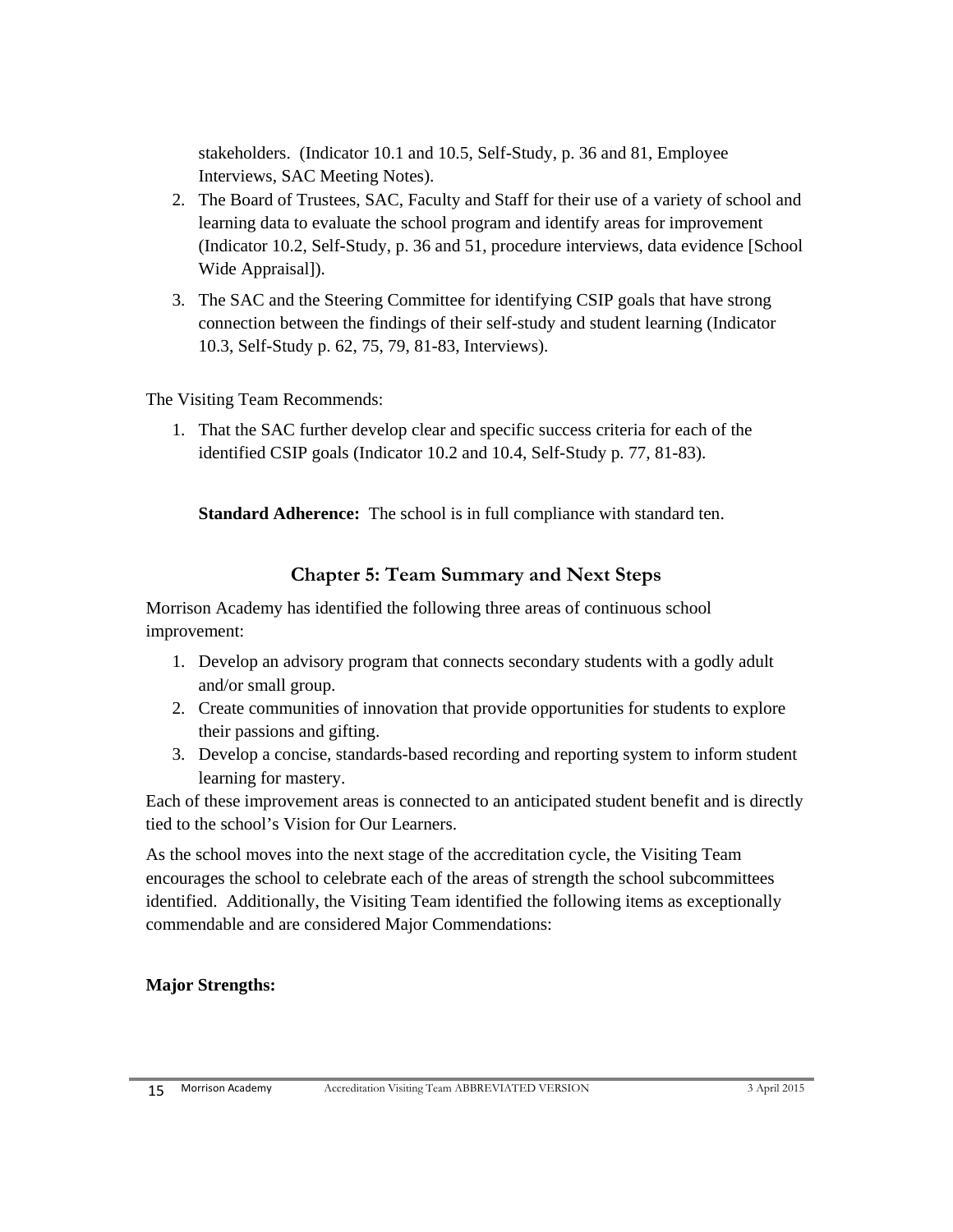stakeholders. (Indicator 10.1 and 10.5, Self-Study, p. 36 and 81, Employee Interviews, SAC Meeting Notes).

2. The Board of Trustees, SAC, Faculty and Staff for their use of a variety of school and learning data to evaluate the school program and identify areas for improvement (Indicator 10.2, Self-Study, p. 36 and 51, procedure interviews, data evidence [School Wide Appraisal]).
3. The SAC and the Steering Committee for identifying CSIP goals that have strong connection between the findings of their self-study and student learning (Indicator 10.3, Self-Study p. 62, 75, 79, 81-83, Interviews).

The Visiting Team Recommends:

1. That the SAC further develop clear and specific success criteria for each of the identified CSIP goals (Indicator 10.2 and 10.4, Self-Study p. 77, 81-83).

**Standard Adherence:** The school is in full compliance with standard ten.

## Chapter 5: Team Summary and Next Steps

Morrison Academy has identified the following three areas of continuous school improvement:

1. Develop an advisory program that connects secondary students with a godly adult and/or small group.
2. Create communities of innovation that provide opportunities for students to explore their passions and gifting.
3. Develop a concise, standards-based recording and reporting system to inform student learning for mastery.

Each of these improvement areas is connected to an anticipated student benefit and is directly tied to the school's Vision for Our Learners.

As the school moves into the next stage of the accreditation cycle, the Visiting Team encourages the school to celebrate each of the areas of strength the school subcommittees identified. Additionally, the Visiting Team identified the following items as exceptionally commendable and are considered Major Commendations:

**Major Strengths:**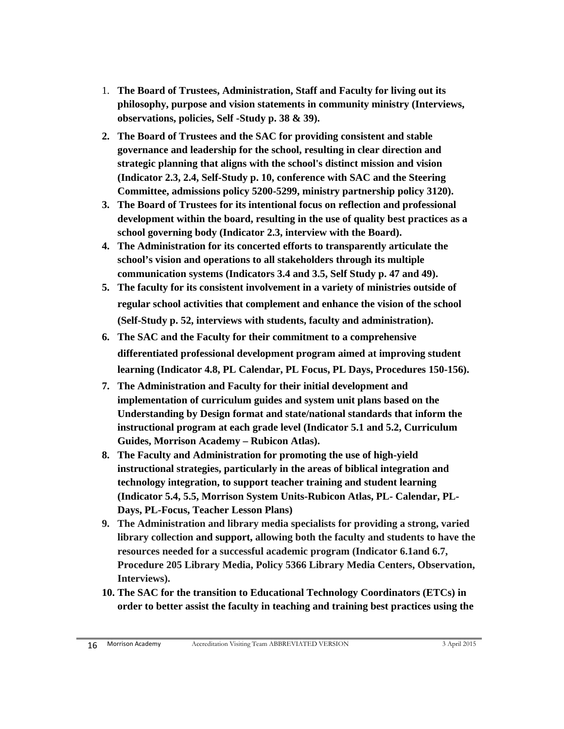1. **The Board of Trustees, Administration, Staff and Faculty for living out its philosophy, purpose and vision statements in community ministry (Interviews, observations, policies, Self -Study p. 38 & 39).**
2. **The Board of Trustees and the SAC for providing consistent and stable governance and leadership for the school, resulting in clear direction and strategic planning that aligns with the school's distinct mission and vision (Indicator 2.3, 2.4, Self-Study p. 10, conference with SAC and the Steering Committee, admissions policy 5200-5299, ministry partnership policy 3120).**
3. **The Board of Trustees for its intentional focus on reflection and professional development within the board, resulting in the use of quality best practices as a school governing body (Indicator 2.3, interview with the Board).**
4. **The Administration for its concerted efforts to transparently articulate the school's vision and operations to all stakeholders through its multiple communication systems (Indicators 3.4 and 3.5, Self Study p. 47 and 49).**
5. **The faculty for its consistent involvement in a variety of ministries outside of regular school activities that complement and enhance the vision of the school (Self-Study p. 52, interviews with students, faculty and administration).**
6. **The SAC and the Faculty for their commitment to a comprehensive differentiated professional development program aimed at improving student learning (Indicator 4.8, PL Calendar, PL Focus, PL Days, Procedures 150-156).**
7. **The Administration and Faculty for their initial development and implementation of curriculum guides and system unit plans based on the Understanding by Design format and state/national standards that inform the instructional program at each grade level (Indicator 5.1 and 5.2, Curriculum Guides, Morrison Academy – Rubicon Atlas).**
8. **The Faculty and Administration for promoting the use of high-yield instructional strategies, particularly in the areas of biblical integration and technology integration, to support teacher training and student learning (Indicator 5.4, 5.5, Morrison System Units-Rubicon Atlas, PL- Calendar, PL-Days, PL-Focus, Teacher Lesson Plans)**
9. **The Administration and library media specialists for providing a strong, varied library collection and support, allowing both the faculty and students to have the resources needed for a successful academic program (Indicator 6.1and 6.7, Procedure 205 Library Media, Policy 5366 Library Media Centers, Observation, Interviews).**
10. **The SAC for the transition to Educational Technology Coordinators (ETCs) in order to better assist the faculty in teaching and training best practices using the**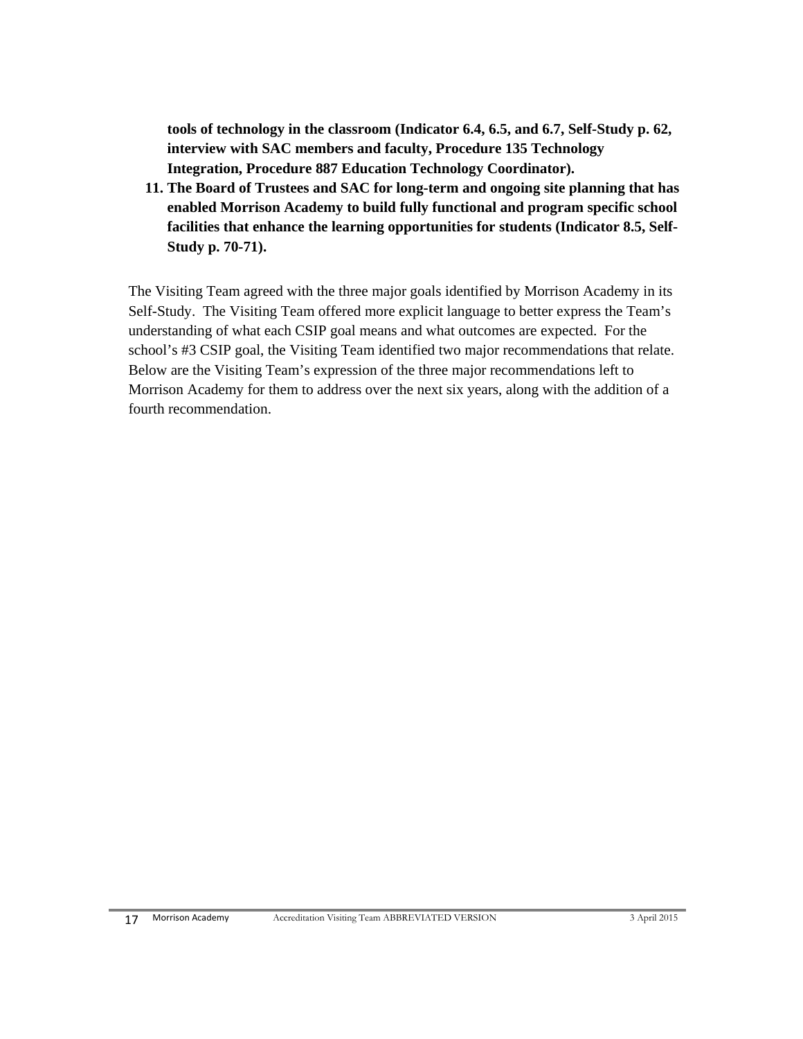**tools of technology in the classroom (Indicator 6.4, 6.5, and 6.7, Self-Study p. 62, interview with SAC members and faculty, Procedure 135 Technology Integration, Procedure 887 Education Technology Coordinator).**

11. **The Board of Trustees and SAC for long-term and ongoing site planning that has enabled Morrison Academy to build fully functional and program specific school facilities that enhance the learning opportunities for students (Indicator 8.5, Self-Study p. 70-71).**

The Visiting Team agreed with the three major goals identified by Morrison Academy in its Self-Study. The Visiting Team offered more explicit language to better express the Team's understanding of what each CSIP goal means and what outcomes are expected. For the school's #3 CSIP goal, the Visiting Team identified two major recommendations that relate. Below are the Visiting Team's expression of the three major recommendations left to Morrison Academy for them to address over the next six years, along with the addition of a fourth recommendation.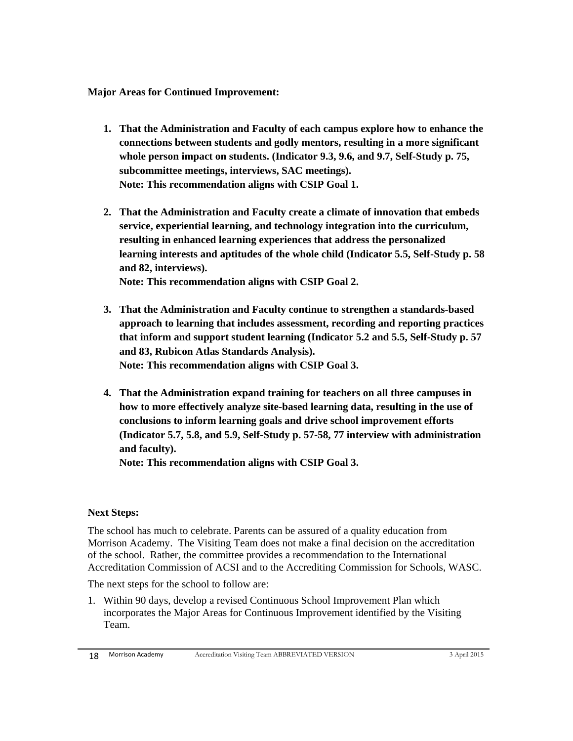**Major Areas for Continued Improvement:**

1. **That the Administration and Faculty of each campus explore how to enhance the connections between students and godly mentors, resulting in a more significant whole person impact on students. (Indicator 9.3, 9.6, and 9.7, Self-Study p. 75, subcommittee meetings, interviews, SAC meetings).**
   **Note: This recommendation aligns with CSIP Goal 1.**

2. **That the Administration and Faculty create a climate of innovation that embeds service, experiential learning, and technology integration into the curriculum, resulting in enhanced learning experiences that address the personalized learning interests and aptitudes of the whole child (Indicator 5.5, Self-Study p. 58 and 82, interviews).**
   **Note: This recommendation aligns with CSIP Goal 2.**

3. **That the Administration and Faculty continue to strengthen a standards-based approach to learning that includes assessment, recording and reporting practices that inform and support student learning (Indicator 5.2 and 5.5, Self-Study p. 57 and 83, Rubicon Atlas Standards Analysis).**
   **Note: This recommendation aligns with CSIP Goal 3.**

4. **That the Administration expand training for teachers on all three campuses in how to more effectively analyze site-based learning data, resulting in the use of conclusions to inform learning goals and drive school improvement efforts (Indicator 5.7, 5.8, and 5.9, Self-Study p. 57-58, 77 interview with administration and faculty).**
   **Note: This recommendation aligns with CSIP Goal 3.**

**Next Steps:**

The school has much to celebrate. Parents can be assured of a quality education from Morrison Academy. The Visiting Team does not make a final decision on the accreditation of the school. Rather, the committee provides a recommendation to the International Accreditation Commission of ACSI and to the Accrediting Commission for Schools, WASC.

The next steps for the school to follow are:

1. Within 90 days, develop a revised Continuous School Improvement Plan which incorporates the Major Areas for Continuous Improvement identified by the Visiting Team.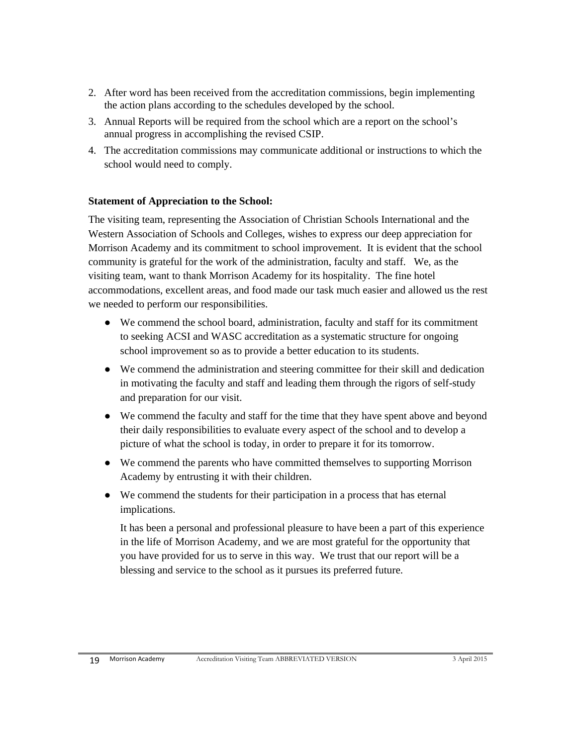2. After word has been received from the accreditation commissions, begin implementing the action plans according to the schedules developed by the school.
3. Annual Reports will be required from the school which are a report on the school's annual progress in accomplishing the revised CSIP.
4. The accreditation commissions may communicate additional or instructions to which the school would need to comply.

**Statement of Appreciation to the School:**

The visiting team, representing the Association of Christian Schools International and the Western Association of Schools and Colleges, wishes to express our deep appreciation for Morrison Academy and its commitment to school improvement. It is evident that the school community is grateful for the work of the administration, faculty and staff. We, as the visiting team, want to thank Morrison Academy for its hospitality. The fine hotel accommodations, excellent areas, and food made our task much easier and allowed us the rest we needed to perform our responsibilities.

- We commend the school board, administration, faculty and staff for its commitment to seeking ACSI and WASC accreditation as a systematic structure for ongoing school improvement so as to provide a better education to its students.
- We commend the administration and steering committee for their skill and dedication in motivating the faculty and staff and leading them through the rigors of self-study and preparation for our visit.
- We commend the faculty and staff for the time that they have spent above and beyond their daily responsibilities to evaluate every aspect of the school and to develop a picture of what the school is today, in order to prepare it for its tomorrow.
- We commend the parents who have committed themselves to supporting Morrison Academy by entrusting it with their children.
- We commend the students for their participation in a process that has eternal implications.

  It has been a personal and professional pleasure to have been a part of this experience in the life of Morrison Academy, and we are most grateful for the opportunity that you have provided for us to serve in this way. We trust that our report will be a blessing and service to the school as it pursues its preferred future.